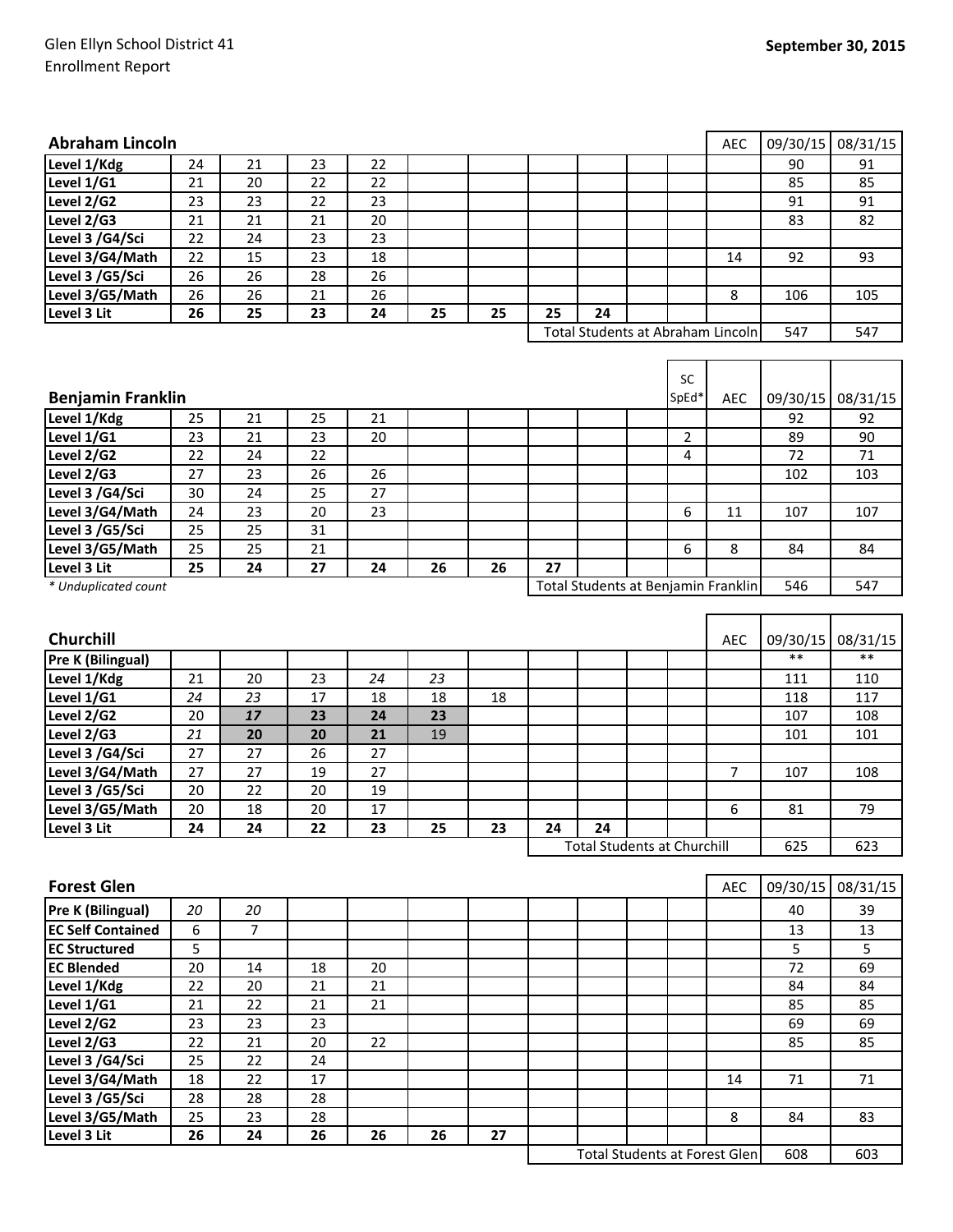Glen Ellyn School District 41
Enrollment Report

**September 30, 2015**

| **Abraham Lincoln** | | | | | | | | | | | AEC | 09/30/15 | 08/31/15 |
|---|---|---|---|---|---|---|---|---|---|---|---|---|---|
| **Level 1/Kdg** | 24 | 21 | 23 | 22 | | | | | | | | 90 | 91 |
| **Level 1/G1** | 21 | 20 | 22 | 22 | | | | | | | | 85 | 85 |
| **Level 2/G2** | 23 | 23 | 22 | 23 | | | | | | | | 91 | 91 |
| **Level 2/G3** | 21 | 21 | 21 | 20 | | | | | | | | 83 | 82 |
| **Level 3 /G4/Sci** | 22 | 24 | 23 | 23 | | | | | | | | | |
| **Level 3/G4/Math** | 22 | 15 | 23 | 18 | | | | | | | 14 | 92 | 93 |
| **Level 3 /G5/Sci** | 26 | 26 | 28 | 26 | | | | | | | | | |
| **Level 3/G5/Math** | 26 | 26 | 21 | 26 | | | | | | | 8 | 106 | 105 |
| **Level 3 Lit** | **26** | **25** | **23** | **24** | **25** | **25** | **25** | **24** | | | | | |
| | | | | | | | Total Students at Abraham Lincoln | | | | | 547 | 547 |

| **Benjamin Franklin** | | | | | | | | | | SC SpEd* | AEC | 09/30/15 | 08/31/15 |
|---|---|---|---|---|---|---|---|---|---|---|---|---|---|
| **Level 1/Kdg** | 25 | 21 | 25 | 21 | | | | | | | | 92 | 92 |
| **Level 1/G1** | 23 | 21 | 23 | 20 | | | | | | 2 | | 89 | 90 |
| **Level 2/G2** | 22 | 24 | 22 | | | | | | | 4 | | 72 | 71 |
| **Level 2/G3** | 27 | 23 | 26 | 26 | | | | | | | | 102 | 103 |
| **Level 3 /G4/Sci** | 30 | 24 | 25 | 27 | | | | | | | | | |
| **Level 3/G4/Math** | 24 | 23 | 20 | 23 | | | | | | 6 | 11 | 107 | 107 |
| **Level 3 /G5/Sci** | 25 | 25 | 31 | | | | | | | | | | |
| **Level 3/G5/Math** | 25 | 25 | 21 | | | | | | | 6 | 8 | 84 | 84 |
| **Level 3 Lit** | **25** | **24** | **27** | **24** | **26** | **26** | **27** | | | | | | |
| *\* Unduplicated count* | | | | | | | Total Students at Benjamin Franklin | | | | | 546 | 547 |

| **Churchill** | | | | | | | | | | | AEC | 09/30/15 | 08/31/15 |
|---|---|---|---|---|---|---|---|---|---|---|---|---|---|
| **Pre K (Bilingual)** | | | | | | | | | | | | ** | ** |
| **Level 1/Kdg** | 21 | 20 | 23 | *24* | *23* | | | | | | | 111 | 110 |
| **Level 1/G1** | *24* | *23* | 17 | 18 | 18 | 18 | | | | | | 118 | 117 |
| **Level 2/G2** | 20 | ***17*** | **23** | **24** | **23** | | | | | | | 107 | 108 |
| **Level 2/G3** | *21* | **20** | **20** | **21** | 19 | | | | | | | 101 | 101 |
| **Level 3 /G4/Sci** | 27 | 27 | 26 | 27 | | | | | | | | | |
| **Level 3/G4/Math** | 27 | 27 | 19 | 27 | | | | | | | 7 | 107 | 108 |
| **Level 3 /G5/Sci** | 20 | 22 | 20 | 19 | | | | | | | | | |
| **Level 3/G5/Math** | 20 | 18 | 20 | 17 | | | | | | | 6 | 81 | 79 |
| **Level 3 Lit** | **24** | **24** | **22** | **23** | **25** | **23** | **24** | **24** | | | | | |
| | | | | | | | Total Students at Churchill | | | | | 625 | 623 |

| **Forest Glen** | | | | | | | | | | | AEC | 09/30/15 | 08/31/15 |
|---|---|---|---|---|---|---|---|---|---|---|---|---|---|
| **Pre K (Bilingual)** | *20* | *20* | | | | | | | | | | 40 | 39 |
| **EC Self Contained** | 6 | 7 | | | | | | | | | | 13 | 13 |
| **EC Structured** | 5 | | | | | | | | | | | 5 | 5 |
| **EC Blended** | 20 | 14 | 18 | 20 | | | | | | | | 72 | 69 |
| **Level 1/Kdg** | 22 | 20 | 21 | 21 | | | | | | | | 84 | 84 |
| **Level 1/G1** | 21 | 22 | 21 | 21 | | | | | | | | 85 | 85 |
| **Level 2/G2** | 23 | 23 | 23 | | | | | | | | | 69 | 69 |
| **Level 2/G3** | 22 | 21 | 20 | 22 | | | | | | | | 85 | 85 |
| **Level 3 /G4/Sci** | 25 | 22 | 24 | | | | | | | | | | |
| **Level 3/G4/Math** | 18 | 22 | 17 | | | | | | | | 14 | 71 | 71 |
| **Level 3 /G5/Sci** | 28 | 28 | 28 | | | | | | | | | | |
| **Level 3/G5/Math** | 25 | 23 | 28 | | | | | | | | 8 | 84 | 83 |
| **Level 3 Lit** | **26** | **24** | **26** | **26** | **26** | **27** | | | | | | | |
| | | | | | | | Total Students at Forest Glen | | | | | 608 | 603 |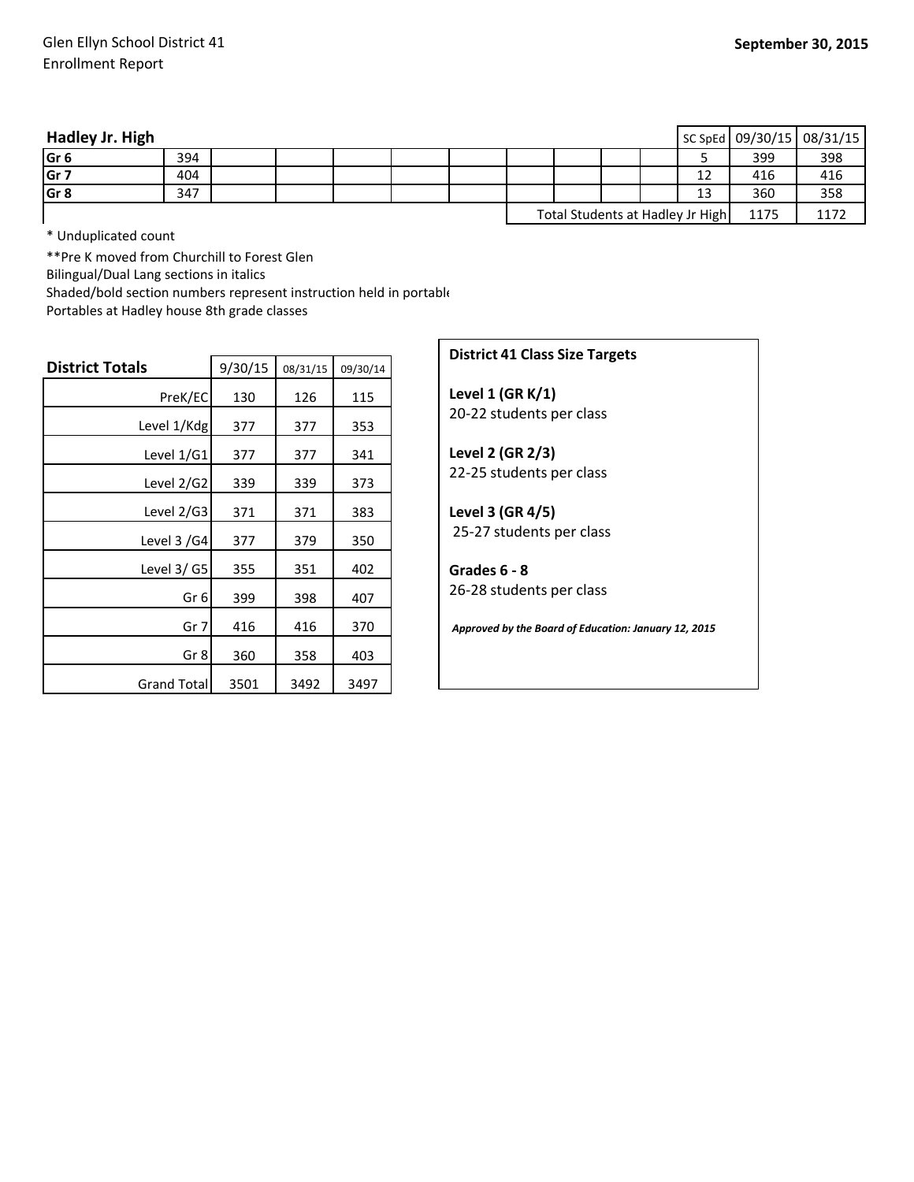Glen Ellyn School District 41
Enrollment Report

**September 30, 2015**

| **Hadley Jr. High** | | | | | | | | | | | SC SpEd | 09/30/15 | 08/31/15 |
|---|---|---|---|---|---|---|---|---|---|---|---|---|---|
| **Gr 6** | 394 | | | | | | | | | | 5 | 399 | 398 |
| **Gr 7** | 404 | | | | | | | | | | 12 | 416 | 416 |
| **Gr 8** | 347 | | | | | | | | | | 13 | 360 | 358 |
| | | | | | | | | | | | Total Students at Hadley Jr High | 1175 | 1172 |

\* Unduplicated count

\*\*Pre K moved from Churchill to Forest Glen

Bilingual/Dual Lang sections in italics

Shaded/bold section numbers represent instruction held in portable

Portables at Hadley house 8th grade classes

| **District Totals** | 9/30/15 | 08/31/15 | 09/30/14 |
|---|---|---|---|
| PreK/EC | 130 | 126 | 115 |
| Level 1/Kdg | 377 | 377 | 353 |
| Level 1/G1 | 377 | 377 | 341 |
| Level 2/G2 | 339 | 339 | 373 |
| Level 2/G3 | 371 | 371 | 383 |
| Level 3 /G4 | 377 | 379 | 350 |
| Level 3/ G5 | 355 | 351 | 402 |
| Gr 6 | 399 | 398 | 407 |
| Gr 7 | 416 | 416 | 370 |
| Gr 8 | 360 | 358 | 403 |
| Grand Total | 3501 | 3492 | 3497 |

**District 41 Class Size Targets**

**Level 1 (GR K/1)**
20-22 students per class

**Level 2 (GR 2/3)**
22-25 students per class

**Level 3 (GR 4/5)**
25-27 students per class

**Grades 6 - 8**
26-28 students per class

***Approved by the Board of Education: January 12, 2015***